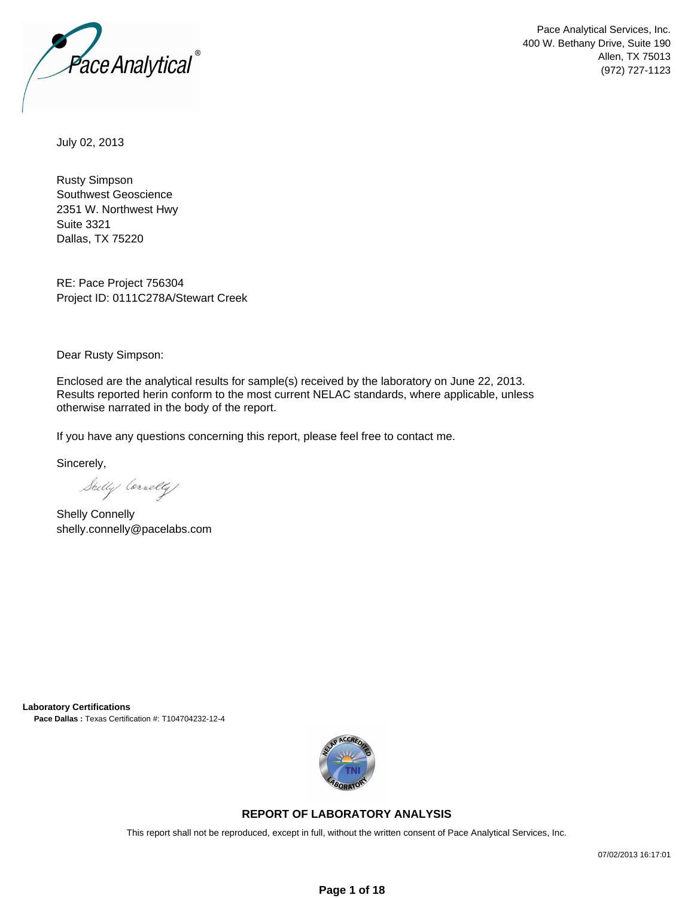Pace Analytical Services, Inc.
400 W. Bethany Drive, Suite 190
Allen, TX 75013
(972) 727-1123

July 02, 2013

Rusty Simpson
Southwest Geoscience
2351 W. Northwest Hwy
Suite 3321
Dallas, TX 75220

RE: Pace Project 756304
Project ID: 0111C278A/Stewart Creek

Dear Rusty Simpson:

Enclosed are the analytical results for sample(s) received by the laboratory on June 22, 2013. Results reported herin conform to the most current NELAC standards, where applicable, unless otherwise narrated in the body of the report.

If you have any questions concerning this report, please feel free to contact me.

Sincerely,

Shelly Connelly
shelly.connelly@pacelabs.com

**Laboratory Certifications**

**Pace Dallas :** Texas Certification #: T104704232-12-4

## REPORT OF LABORATORY ANALYSIS

This report shall not be reproduced, except in full, without the written consent of Pace Analytical Services, Inc.

07/02/2013 16:17:01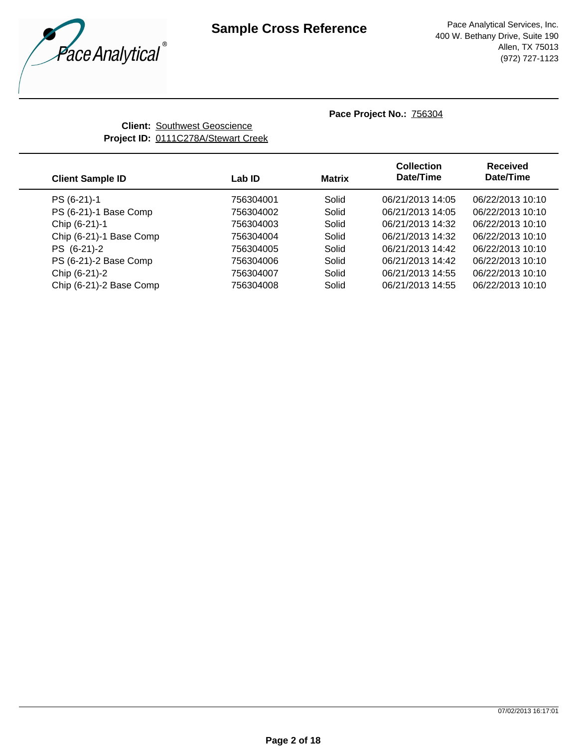# Sample Cross Reference

Pace Analytical Services, Inc.
400 W. Bethany Drive, Suite 190
Allen, TX 75013
(972) 727-1123

**Pace Project No.:** 756304

**Client:** Southwest Geoscience
**Project ID:** 0111C278A/Stewart Creek

| Client Sample ID | Lab ID | Matrix | Collection Date/Time | Received Date/Time |
|---|---|---|---|---|
| PS (6-21)-1 | 756304001 | Solid | 06/21/2013 14:05 | 06/22/2013 10:10 |
| PS (6-21)-1 Base Comp | 756304002 | Solid | 06/21/2013 14:05 | 06/22/2013 10:10 |
| Chip (6-21)-1 | 756304003 | Solid | 06/21/2013 14:32 | 06/22/2013 10:10 |
| Chip (6-21)-1 Base Comp | 756304004 | Solid | 06/21/2013 14:32 | 06/22/2013 10:10 |
| PS (6-21)-2 | 756304005 | Solid | 06/21/2013 14:42 | 06/22/2013 10:10 |
| PS (6-21)-2 Base Comp | 756304006 | Solid | 06/21/2013 14:42 | 06/22/2013 10:10 |
| Chip (6-21)-2 | 756304007 | Solid | 06/21/2013 14:55 | 06/22/2013 10:10 |
| Chip (6-21)-2 Base Comp | 756304008 | Solid | 06/21/2013 14:55 | 06/22/2013 10:10 |

07/02/2013 16:17:01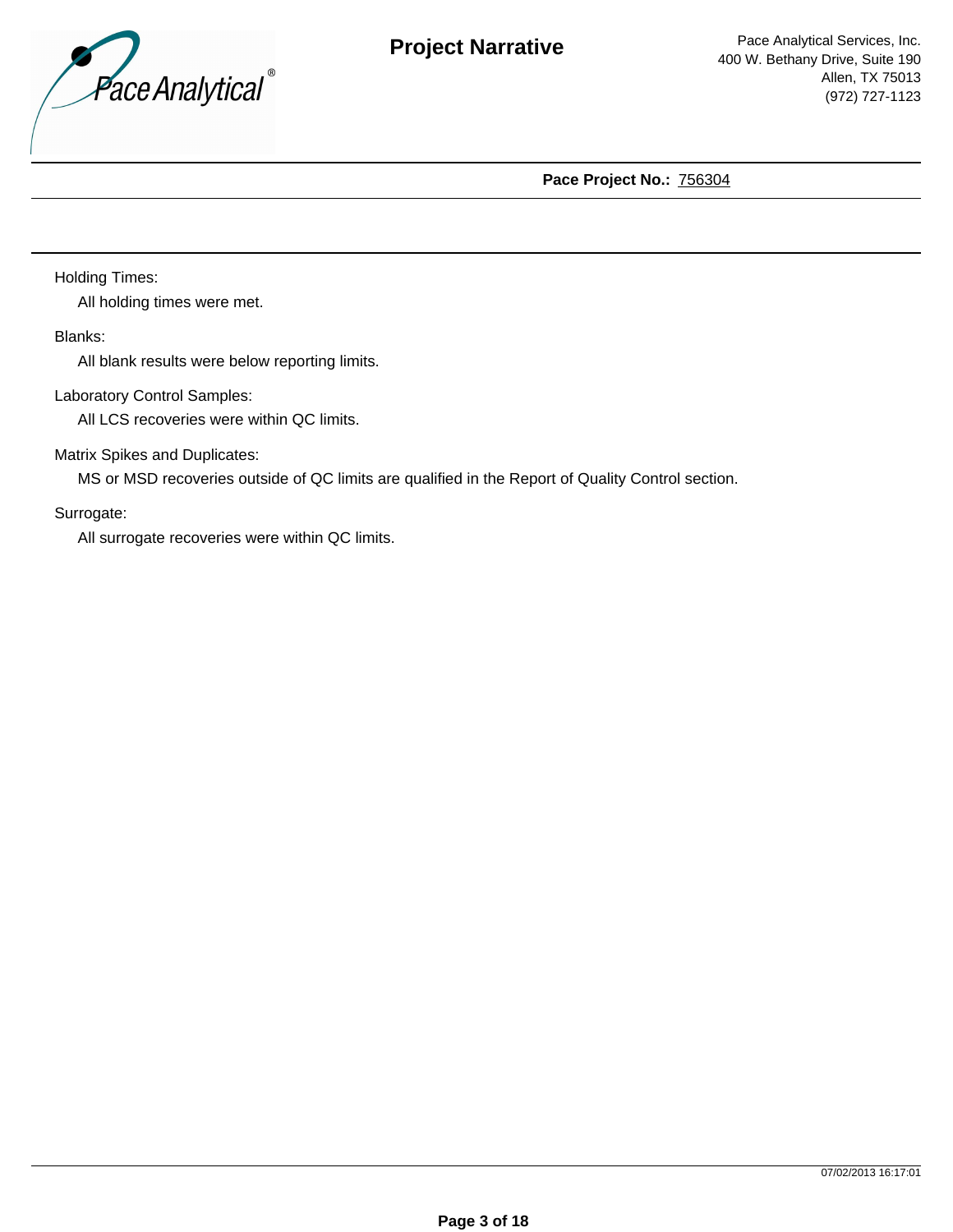# Project Narrative

Pace Analytical Services, Inc.
400 W. Bethany Drive, Suite 190
Allen, TX 75013
(972) 727-1123

**Pace Project No.:** 756304

Holding Times:

All holding times were met.

Blanks:

All blank results were below reporting limits.

Laboratory Control Samples:

All LCS recoveries were within QC limits.

Matrix Spikes and Duplicates:

MS or MSD recoveries outside of QC limits are qualified in the Report of Quality Control section.

Surrogate:

All surrogate recoveries were within QC limits.

07/02/2013 16:17:01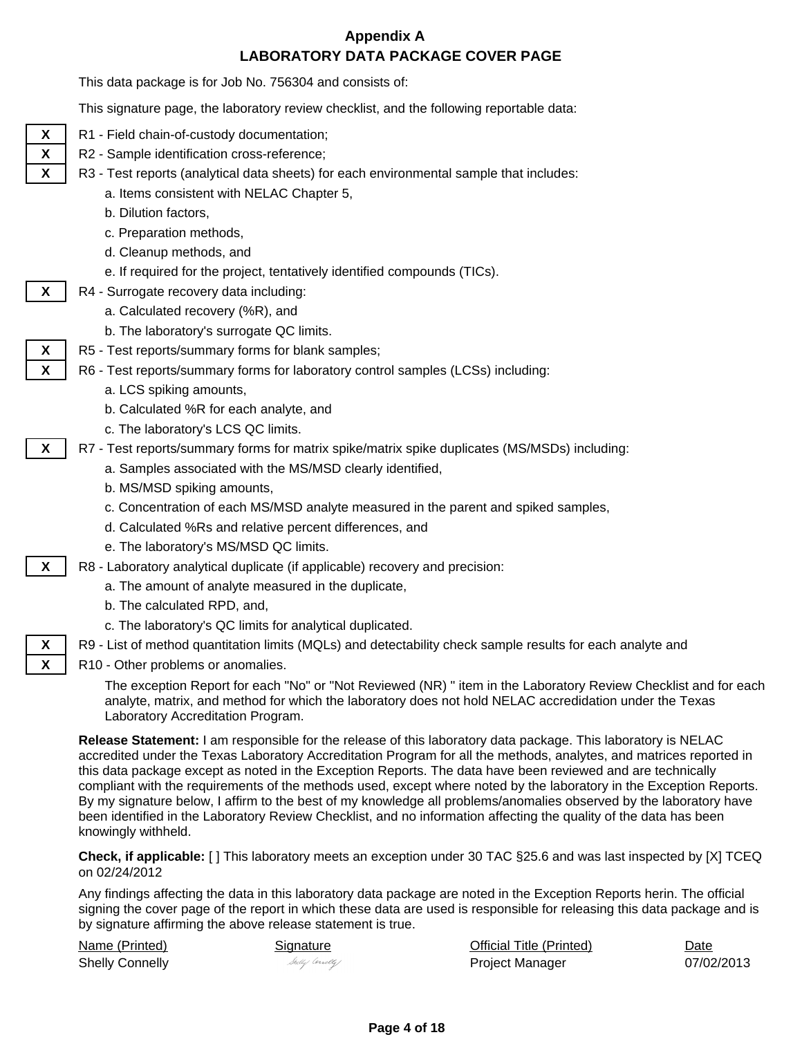# Appendix A

## LABORATORY DATA PACKAGE COVER PAGE

This data package is for Job No. 756304 and consists of:

This signature page, the laboratory review checklist, and the following reportable data:

- [X] R1 - Field chain-of-custody documentation;
- [X] R2 - Sample identification cross-reference;
- [X] R3 - Test reports (analytical data sheets) for each environmental sample that includes:
  - a. Items consistent with NELAC Chapter 5,
  - b. Dilution factors,
  - c. Preparation methods,
  - d. Cleanup methods, and
  - e. If required for the project, tentatively identified compounds (TICs).
- [X] R4 - Surrogate recovery data including:
  - a. Calculated recovery (%R), and
  - b. The laboratory's surrogate QC limits.
- [X] R5 - Test reports/summary forms for blank samples;
- [X] R6 - Test reports/summary forms for laboratory control samples (LCSs) including:
  - a. LCS spiking amounts,
  - b. Calculated %R for each analyte, and
  - c. The laboratory's LCS QC limits.
- [X] R7 - Test reports/summary forms for matrix spike/matrix spike duplicates (MS/MSDs) including:
  - a. Samples associated with the MS/MSD clearly identified,
  - b. MS/MSD spiking amounts,
  - c. Concentration of each MS/MSD analyte measured in the parent and spiked samples,
  - d. Calculated %Rs and relative percent differences, and
  - e. The laboratory's MS/MSD QC limits.
- [X] R8 - Laboratory analytical duplicate (if applicable) recovery and precision:
  - a. The amount of analyte measured in the duplicate,
  - b. The calculated RPD, and,
  - c. The laboratory's QC limits for analytical duplicated.
- [X] R9 - List of method quantitation limits (MQLs) and detectability check sample results for each analyte and
- [X] R10 - Other problems or anomalies.

The exception Report for each "No" or "Not Reviewed (NR) " item in the Laboratory Review Checklist and for each analyte, matrix, and method for which the laboratory does not hold NELAC accredidation under the Texas Laboratory Accreditation Program.

**Release Statement:** I am responsible for the release of this laboratory data package. This laboratory is NELAC accredited under the Texas Laboratory Accreditation Program for all the methods, analytes, and matrices reported in this data package except as noted in the Exception Reports. The data have been reviewed and are technically compliant with the requirements of the methods used, except where noted by the laboratory in the Exception Reports. By my signature below, I affirm to the best of my knowledge all problems/anomalies observed by the laboratory have been identified in the Laboratory Review Checklist, and no information affecting the quality of the data has been knowingly withheld.

**Check, if applicable:** [ ] This laboratory meets an exception under 30 TAC §25.6 and was last inspected by [X] TCEQ on 02/24/2012

Any findings affecting the data in this laboratory data package are noted in the Exception Reports herin. The official signing the cover page of the report in which these data are used is responsible for releasing this data package and is by signature affirming the above release statement is true.

| Name (Printed) | Signature | Official Title (Printed) | Date |
|---|---|---|---|
| Shelly Connelly | Shelly Connelly | Project Manager | 07/02/2013 |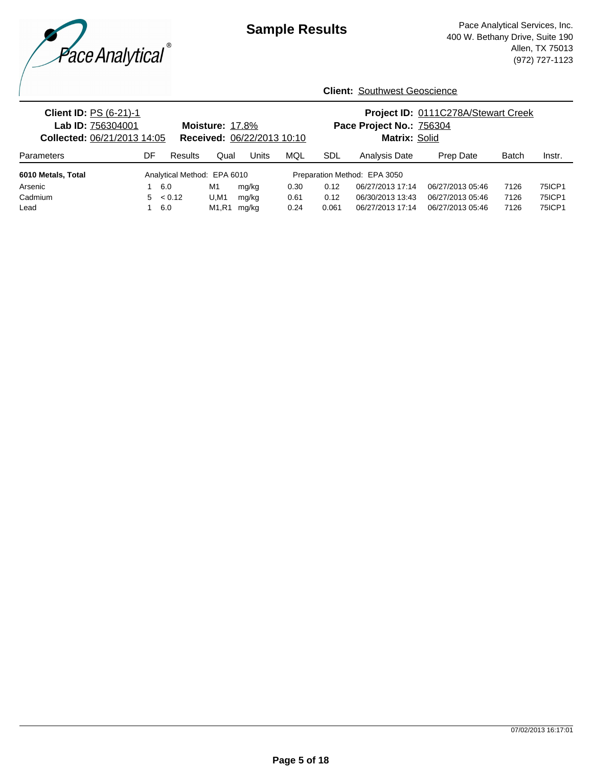# Sample Results

Pace Analytical Services, Inc.
400 W. Bethany Drive, Suite 190
Allen, TX 75013
(972) 727-1123

**Client:** Southwest Geoscience

**Client ID:** PS (6-21)-1
**Lab ID:** 756304001
**Collected:** 06/21/2013 14:05

**Moisture:** 17.8%
**Received:** 06/22/2013 10:10

**Project ID:** 0111C278A/Stewart Creek
**Pace Project No.:** 756304
**Matrix:** Solid

| Parameters | DF | Results | Qual | Units | MQL | SDL | Analysis Date | Prep Date | Batch | Instr. |
|---|---|---|---|---|---|---|---|---|---|---|
| **6010 Metals, Total** | Analytical Method: EPA 6010 | | | | Preparation Method: EPA 3050 | | | | | |
| Arsenic | 1 | 6.0 | M1 | mg/kg | 0.30 | 0.12 | 06/27/2013 17:14 | 06/27/2013 05:46 | 7126 | 75ICP1 |
| Cadmium | 5 | < 0.12 | U,M1 | mg/kg | 0.61 | 0.12 | 06/30/2013 13:43 | 06/27/2013 05:46 | 7126 | 75ICP1 |
| Lead | 1 | 6.0 | M1,R1 | mg/kg | 0.24 | 0.061 | 06/27/2013 17:14 | 06/27/2013 05:46 | 7126 | 75ICP1 |

07/02/2013 16:17:01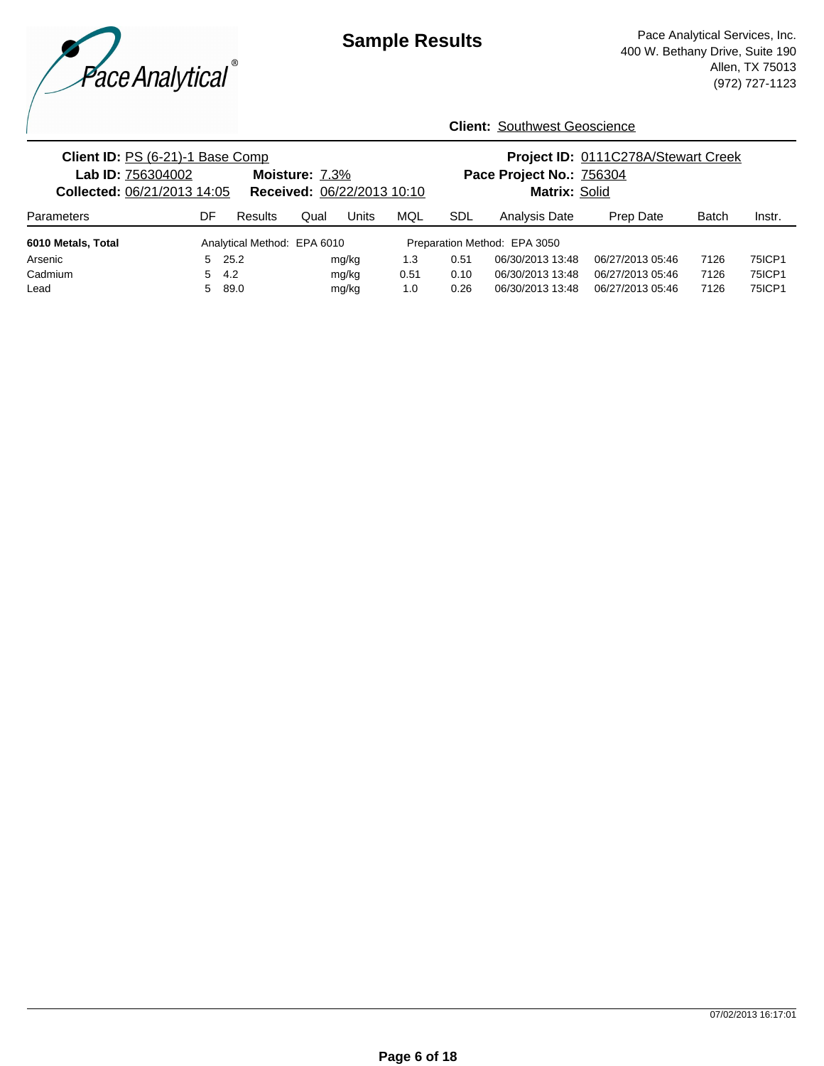# Sample Results

Pace Analytical Services, Inc.
400 W. Bethany Drive, Suite 190
Allen, TX 75013
(972) 727-1123

**Client:** Southwest Geoscience

**Client ID:** PS (6-21)-1 Base Comp
**Lab ID:** 756304002 **Moisture:** 7.3%
**Collected:** 06/21/2013 14:05 **Received:** 06/22/2013 10:10

**Project ID:** 0111C278A/Stewart Creek
**Pace Project No.:** 756304
**Matrix:** Solid

| Parameters | DF | Results | Qual | Units | MQL | SDL | Analysis Date | Prep Date | Batch | Instr. |
|---|---|---|---|---|---|---|---|---|---|---|
| **6010 Metals, Total** | Analytical Method: EPA 6010 | | | | Preparation Method: EPA 3050 | | | | | |
| Arsenic | 5 | 25.2 | | mg/kg | 1.3 | 0.51 | 06/30/2013 13:48 | 06/27/2013 05:46 | 7126 | 75ICP1 |
| Cadmium | 5 | 4.2 | | mg/kg | 0.51 | 0.10 | 06/30/2013 13:48 | 06/27/2013 05:46 | 7126 | 75ICP1 |
| Lead | 5 | 89.0 | | mg/kg | 1.0 | 0.26 | 06/30/2013 13:48 | 06/27/2013 05:46 | 7126 | 75ICP1 |

07/02/2013 16:17:01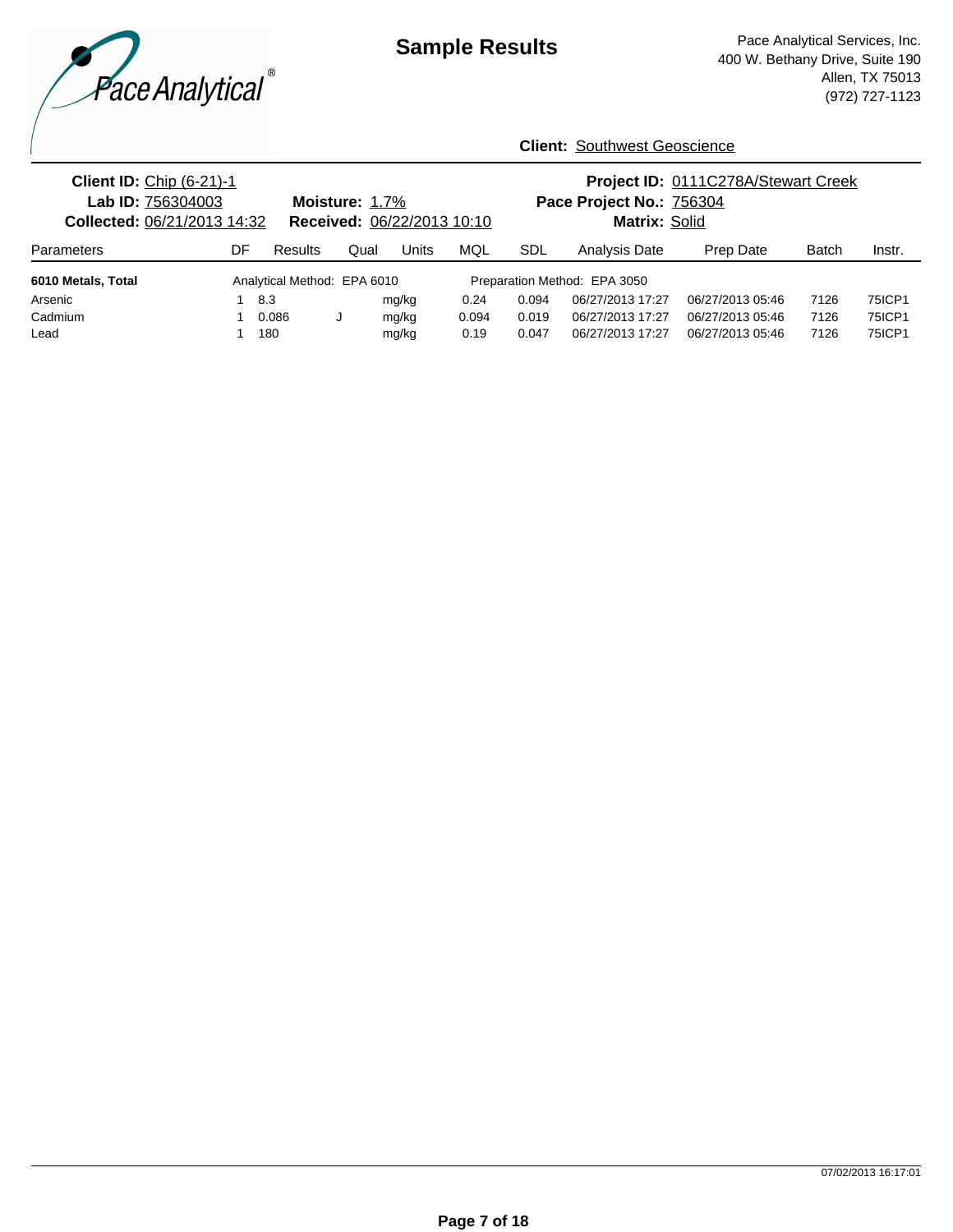# Sample Results

Pace Analytical Services, Inc.
400 W. Bethany Drive, Suite 190
Allen, TX 75013
(972) 727-1123

**Client:** Southwest Geoscience

**Client ID:** Chip (6-21)-1
**Lab ID:** 756304003
**Collected:** 06/21/2013 14:32
**Moisture:** 1.7%
**Received:** 06/22/2013 10:10
**Project ID:** 0111C278A/Stewart Creek
**Pace Project No.:** 756304
**Matrix:** Solid

| Parameters | DF | Results | Qual | Units | MQL | SDL | Analysis Date | Prep Date | Batch | Instr. |
|---|---|---|---|---|---|---|---|---|---|---|
| **6010 Metals, Total** | Analytical Method: EPA 6010 | | | | Preparation Method: EPA 3050 | | | | | |
| Arsenic | 1 | 8.3 | | mg/kg | 0.24 | 0.094 | 06/27/2013 17:27 | 06/27/2013 05:46 | 7126 | 75ICP1 |
| Cadmium | 1 | 0.086 | J | mg/kg | 0.094 | 0.019 | 06/27/2013 17:27 | 06/27/2013 05:46 | 7126 | 75ICP1 |
| Lead | 1 | 180 | | mg/kg | 0.19 | 0.047 | 06/27/2013 17:27 | 06/27/2013 05:46 | 7126 | 75ICP1 |

07/02/2013 16:17:01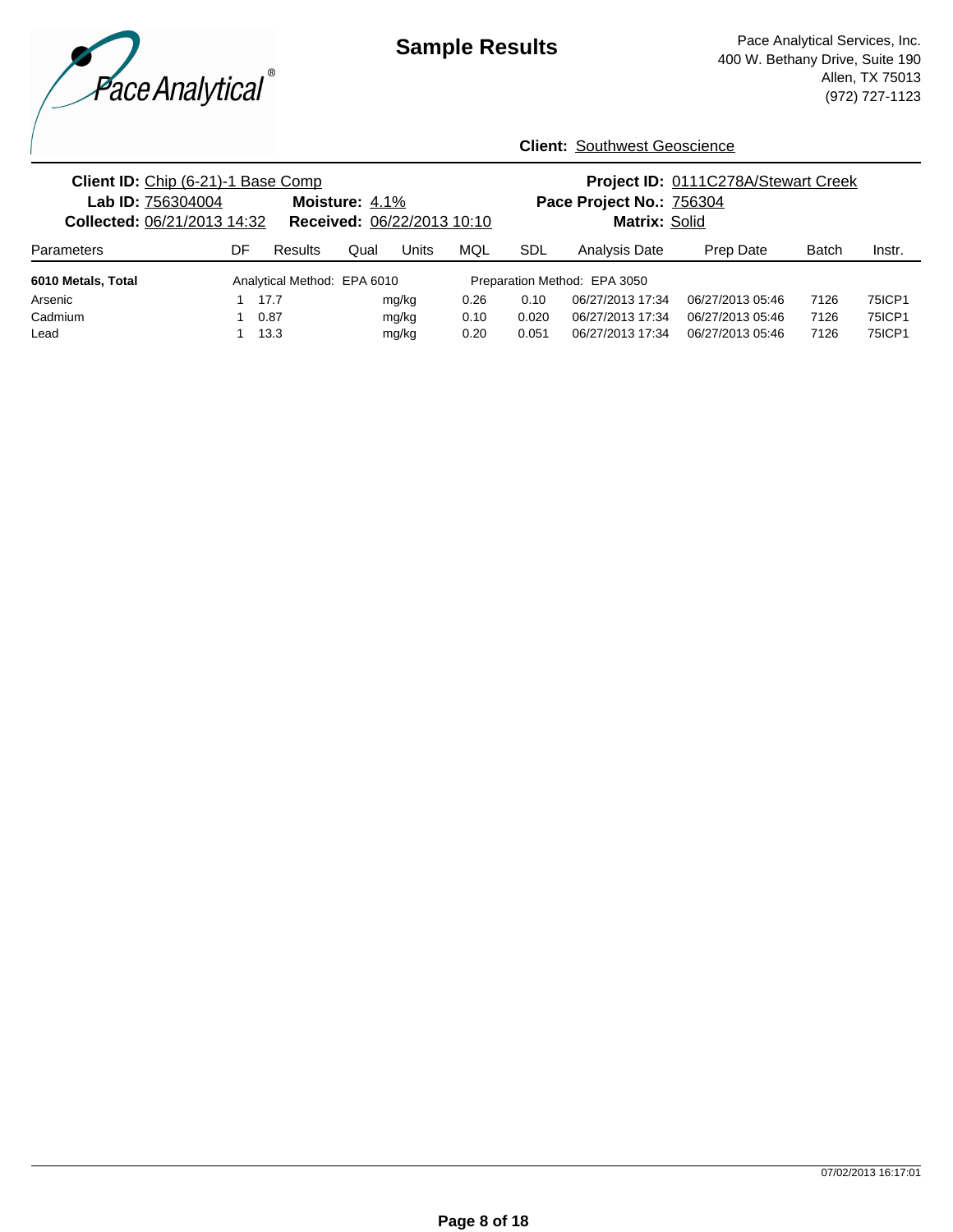# Sample Results

Pace Analytical Services, Inc.
400 W. Bethany Drive, Suite 190
Allen, TX 75013
(972) 727-1123

**Client:** Southwest Geoscience

**Client ID:** Chip (6-21)-1 Base Comp
**Lab ID:** 756304004
**Moisture:** 4.1%
**Collected:** 06/21/2013 14:32
**Received:** 06/22/2013 10:10
**Project ID:** 0111C278A/Stewart Creek
**Pace Project No.:** 756304
**Matrix:** Solid

| Parameters | DF | Results | Qual | Units | MQL | SDL | Analysis Date | Prep Date | Batch | Instr. |
|---|---|---|---|---|---|---|---|---|---|---|
| **6010 Metals, Total** | Analytical Method: EPA 6010 | | | | Preparation Method: EPA 3050 | | | | | |
| Arsenic | 1 | 17.7 | | mg/kg | 0.26 | 0.10 | 06/27/2013 17:34 | 06/27/2013 05:46 | 7126 | 75ICP1 |
| Cadmium | 1 | 0.87 | | mg/kg | 0.10 | 0.020 | 06/27/2013 17:34 | 06/27/2013 05:46 | 7126 | 75ICP1 |
| Lead | 1 | 13.3 | | mg/kg | 0.20 | 0.051 | 06/27/2013 17:34 | 06/27/2013 05:46 | 7126 | 75ICP1 |

07/02/2013 16:17:01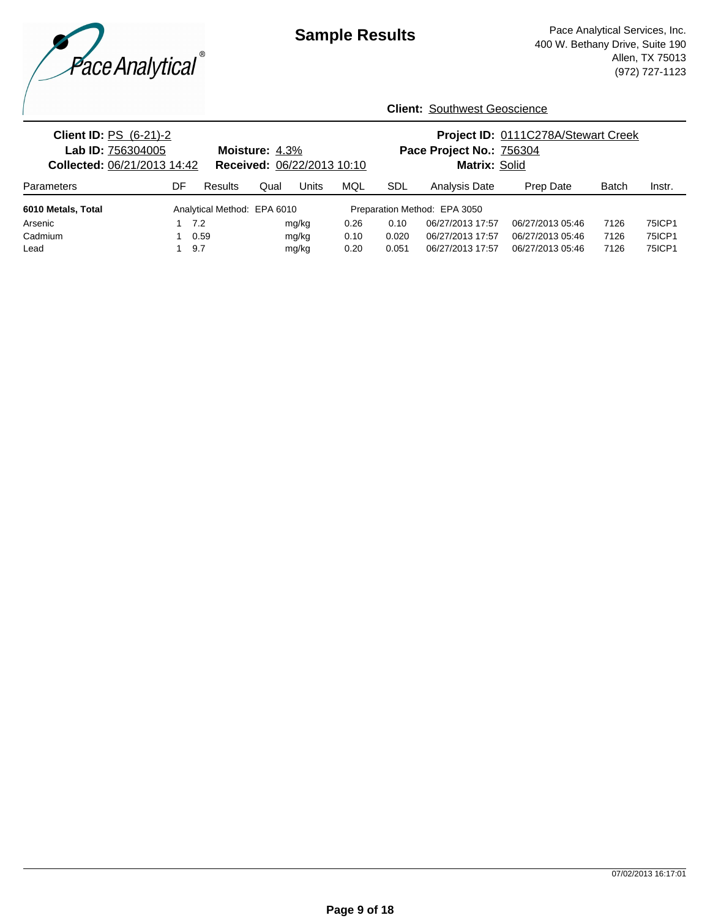# Sample Results

Pace Analytical Services, Inc.
400 W. Bethany Drive, Suite 190
Allen, TX 75013
(972) 727-1123

**Client:** Southwest Geoscience

**Client ID:** PS (6-21)-2
**Lab ID:** 756304005
**Collected:** 06/21/2013 14:42
**Moisture:** 4.3%
**Received:** 06/22/2013 10:10
**Project ID:** 0111C278A/Stewart Creek
**Pace Project No.:** 756304
**Matrix:** Solid

| Parameters | DF | Results | Qual | Units | MQL | SDL | Analysis Date | Prep Date | Batch | Instr. |
|---|---|---|---|---|---|---|---|---|---|---|
| **6010 Metals, Total** | Analytical Method: EPA 6010 | | | | Preparation Method: EPA 3050 | | | | | |
| Arsenic | 1 | 7.2 | | mg/kg | 0.26 | 0.10 | 06/27/2013 17:57 | 06/27/2013 05:46 | 7126 | 75ICP1 |
| Cadmium | 1 | 0.59 | | mg/kg | 0.10 | 0.020 | 06/27/2013 17:57 | 06/27/2013 05:46 | 7126 | 75ICP1 |
| Lead | 1 | 9.7 | | mg/kg | 0.20 | 0.051 | 06/27/2013 17:57 | 06/27/2013 05:46 | 7126 | 75ICP1 |

07/02/2013 16:17:01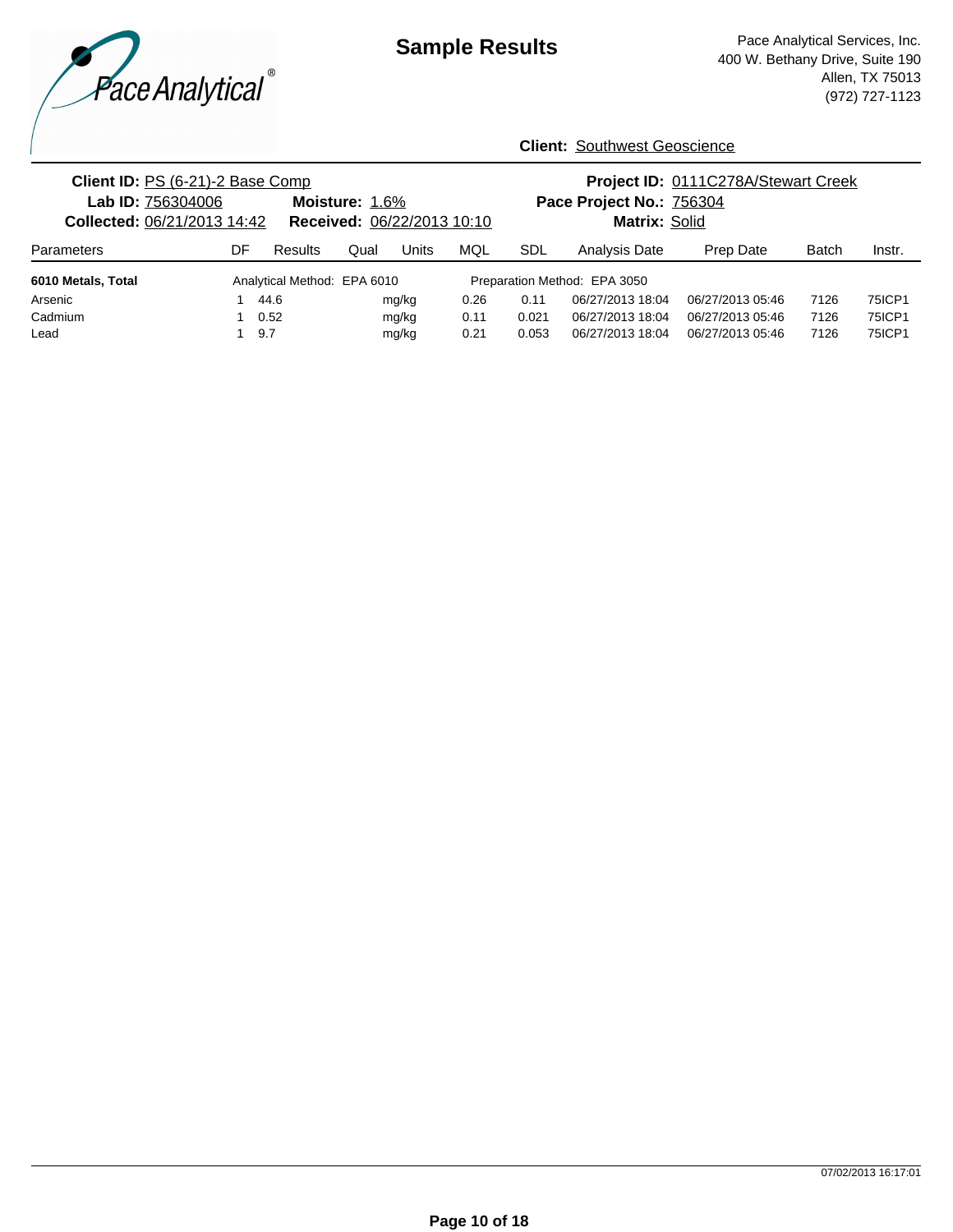# Sample Results

Pace Analytical Services, Inc.
400 W. Bethany Drive, Suite 190
Allen, TX 75013
(972) 727-1123

**Client:** Southwest Geoscience

**Client ID:** PS (6-21)-2 Base Comp
**Lab ID:** 756304006
**Moisture:** 1.6%
**Collected:** 06/21/2013 14:42
**Received:** 06/22/2013 10:10

**Project ID:** 0111C278A/Stewart Creek
**Pace Project No.:** 756304
**Matrix:** Solid

| Parameters | DF | Results | Qual | Units | MQL | SDL | Analysis Date | Prep Date | Batch | Instr. |
|---|---|---|---|---|---|---|---|---|---|---|
| **6010 Metals, Total** | Analytical Method: EPA 6010 | | | | Preparation Method: EPA 3050 | | | | | |
| Arsenic | 1 | 44.6 | | mg/kg | 0.26 | 0.11 | 06/27/2013 18:04 | 06/27/2013 05:46 | 7126 | 75ICP1 |
| Cadmium | 1 | 0.52 | | mg/kg | 0.11 | 0.021 | 06/27/2013 18:04 | 06/27/2013 05:46 | 7126 | 75ICP1 |
| Lead | 1 | 9.7 | | mg/kg | 0.21 | 0.053 | 06/27/2013 18:04 | 06/27/2013 05:46 | 7126 | 75ICP1 |

07/02/2013 16:17:01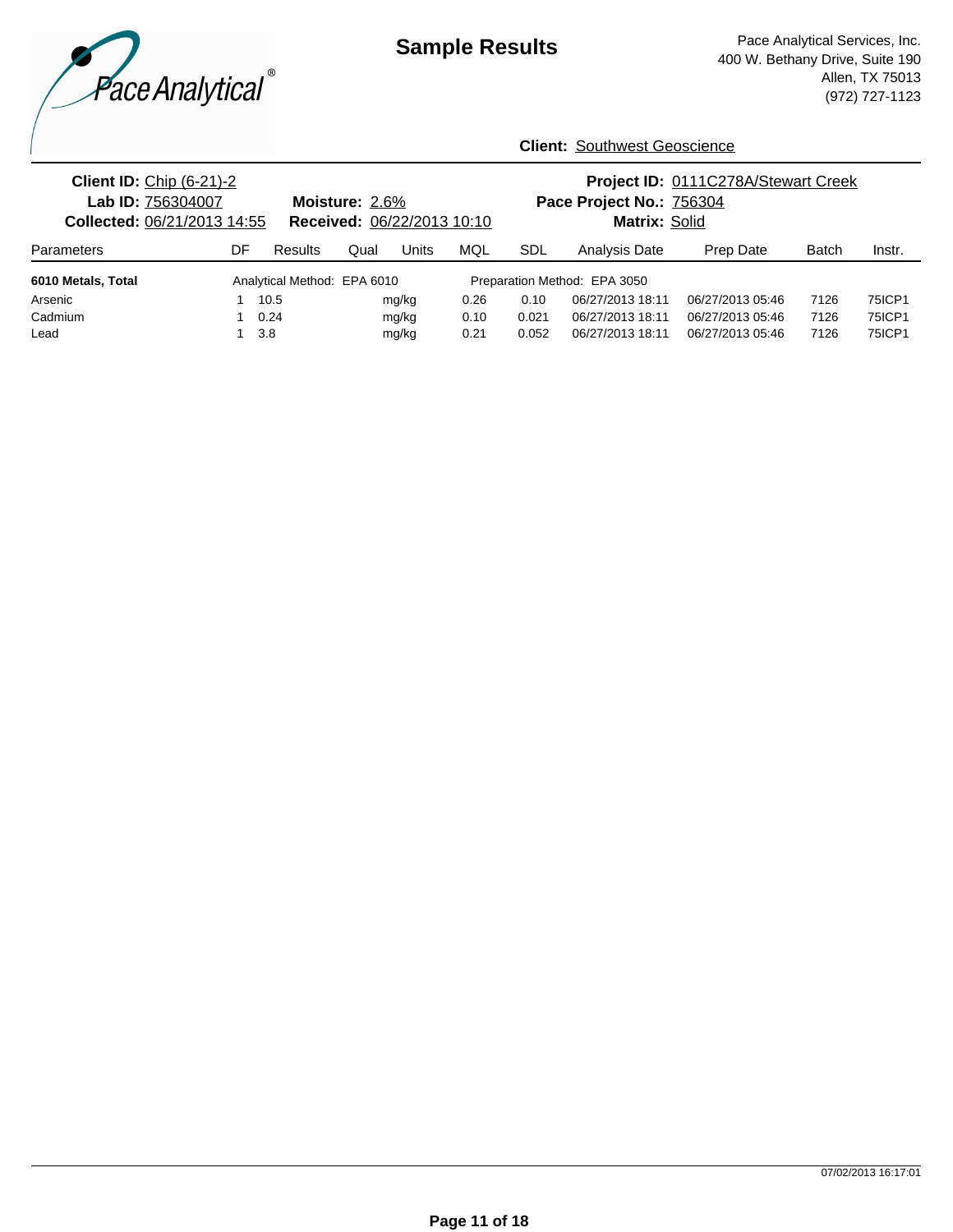# Sample Results

Pace Analytical Services, Inc.
400 W. Bethany Drive, Suite 190
Allen, TX 75013
(972) 727-1123

**Client:** Southwest Geoscience

**Client ID:** Chip (6-21)-2
**Lab ID:** 756304007
**Collected:** 06/21/2013 14:55
**Moisture:** 2.6%
**Received:** 06/22/2013 10:10
**Project ID:** 0111C278A/Stewart Creek
**Pace Project No.:** 756304
**Matrix:** Solid

| Parameters | DF | Results | Qual | Units | MQL | SDL | Analysis Date | Prep Date | Batch | Instr. |
|---|---|---|---|---|---|---|---|---|---|---|
| **6010 Metals, Total** | Analytical Method: EPA 6010 | | | | Preparation Method: EPA 3050 | | | | | |
| Arsenic | 1 | 10.5 | | mg/kg | 0.26 | 0.10 | 06/27/2013 18:11 | 06/27/2013 05:46 | 7126 | 75ICP1 |
| Cadmium | 1 | 0.24 | | mg/kg | 0.10 | 0.021 | 06/27/2013 18:11 | 06/27/2013 05:46 | 7126 | 75ICP1 |
| Lead | 1 | 3.8 | | mg/kg | 0.21 | 0.052 | 06/27/2013 18:11 | 06/27/2013 05:46 | 7126 | 75ICP1 |

07/02/2013 16:17:01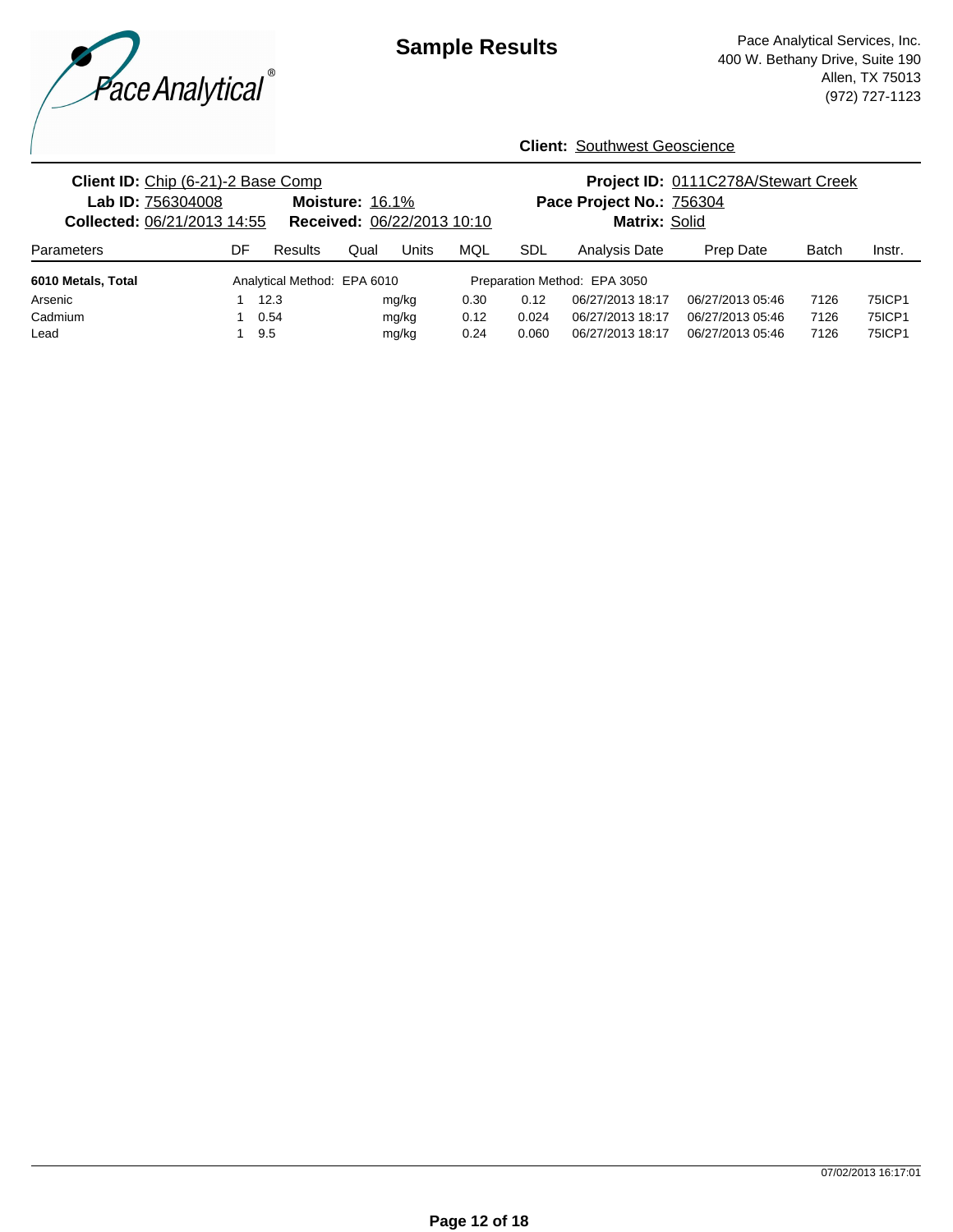# Sample Results

Pace Analytical Services, Inc.
400 W. Bethany Drive, Suite 190
Allen, TX 75013
(972) 727-1123

**Client:** Southwest Geoscience

**Client ID:** Chip (6-21)-2 Base Comp
**Lab ID:** 756304008 **Moisture:** 16.1%
**Collected:** 06/21/2013 14:55 **Received:** 06/22/2013 10:10

**Project ID:** 0111C278A/Stewart Creek
**Pace Project No.:** 756304
**Matrix:** Solid

| Parameters | DF | Results | Qual | Units | MQL | SDL | Analysis Date | Prep Date | Batch | Instr. |
|---|---|---|---|---|---|---|---|---|---|---|
| **6010 Metals, Total** | Analytical Method: EPA 6010 | | | | Preparation Method: EPA 3050 | | | | | |
| Arsenic | 1 | 12.3 | | mg/kg | 0.30 | 0.12 | 06/27/2013 18:17 | 06/27/2013 05:46 | 7126 | 75ICP1 |
| Cadmium | 1 | 0.54 | | mg/kg | 0.12 | 0.024 | 06/27/2013 18:17 | 06/27/2013 05:46 | 7126 | 75ICP1 |
| Lead | 1 | 9.5 | | mg/kg | 0.24 | 0.060 | 06/27/2013 18:17 | 06/27/2013 05:46 | 7126 | 75ICP1 |

07/02/2013 16:17:01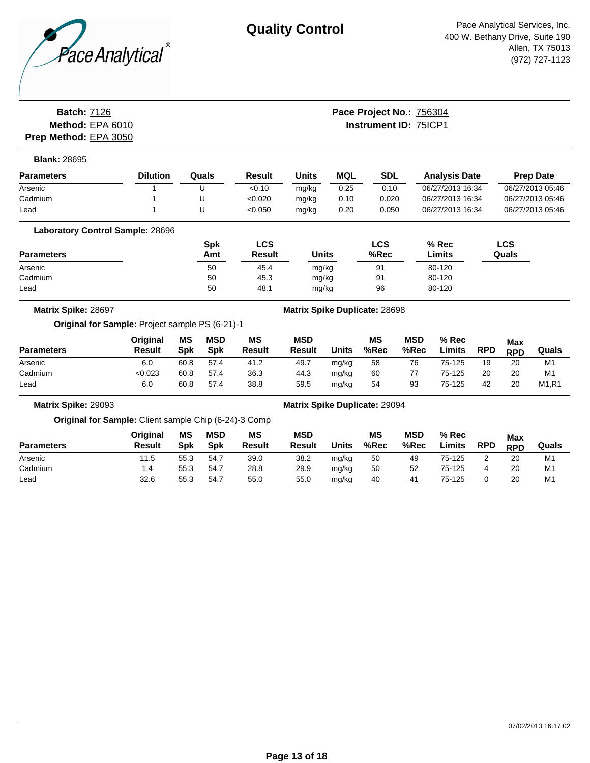# Quality Control

Pace Analytical Services, Inc.
400 W. Bethany Drive, Suite 190
Allen, TX 75013
(972) 727-1123

**Batch:** 7126
**Method:** EPA 6010
**Prep Method:** EPA 3050

**Pace Project No.:** 756304
**Instrument ID:** 75ICP1

**Blank:** 28695

| Parameters | Dilution | Quals | Result | Units | MQL | SDL | Analysis Date | Prep Date |
|---|---|---|---|---|---|---|---|---|
| Arsenic | 1 | U | <0.10 | mg/kg | 0.25 | 0.10 | 06/27/2013 16:34 | 06/27/2013 05:46 |
| Cadmium | 1 | U | <0.020 | mg/kg | 0.10 | 0.020 | 06/27/2013 16:34 | 06/27/2013 05:46 |
| Lead | 1 | U | <0.050 | mg/kg | 0.20 | 0.050 | 06/27/2013 16:34 | 06/27/2013 05:46 |

**Laboratory Control Sample:** 28696

| Parameters | Spk Amt | LCS Result | Units | LCS %Rec | % Rec Limits | LCS Quals |
|---|---|---|---|---|---|---|
| Arsenic | 50 | 45.4 | mg/kg | 91 | 80-120 | |
| Cadmium | 50 | 45.3 | mg/kg | 91 | 80-120 | |
| Lead | 50 | 48.1 | mg/kg | 96 | 80-120 | |

**Matrix Spike:** 28697 **Matrix Spike Duplicate:** 28698

**Original for Sample:** Project sample PS (6-21)-1

| Parameters | Original Result | MS Spk | MSD Spk | MS Result | MSD Result | Units | MS %Rec | MSD %Rec | % Rec Limits | RPD | Max RPD | Quals |
|---|---|---|---|---|---|---|---|---|---|---|---|---|
| Arsenic | 6.0 | 60.8 | 57.4 | 41.2 | 49.7 | mg/kg | 58 | 76 | 75-125 | 19 | 20 | M1 |
| Cadmium | <0.023 | 60.8 | 57.4 | 36.3 | 44.3 | mg/kg | 60 | 77 | 75-125 | 20 | 20 | M1 |
| Lead | 6.0 | 60.8 | 57.4 | 38.8 | 59.5 | mg/kg | 54 | 93 | 75-125 | 42 | 20 | M1,R1 |

**Matrix Spike:** 29093 **Matrix Spike Duplicate:** 29094

**Original for Sample:** Client sample Chip (6-24)-3 Comp

| Parameters | Original Result | MS Spk | MSD Spk | MS Result | MSD Result | Units | MS %Rec | MSD %Rec | % Rec Limits | RPD | Max RPD | Quals |
|---|---|---|---|---|---|---|---|---|---|---|---|---|
| Arsenic | 11.5 | 55.3 | 54.7 | 39.0 | 38.2 | mg/kg | 50 | 49 | 75-125 | 2 | 20 | M1 |
| Cadmium | 1.4 | 55.3 | 54.7 | 28.8 | 29.9 | mg/kg | 50 | 52 | 75-125 | 4 | 20 | M1 |
| Lead | 32.6 | 55.3 | 54.7 | 55.0 | 55.0 | mg/kg | 40 | 41 | 75-125 | 0 | 20 | M1 |

07/02/2013 16:17:02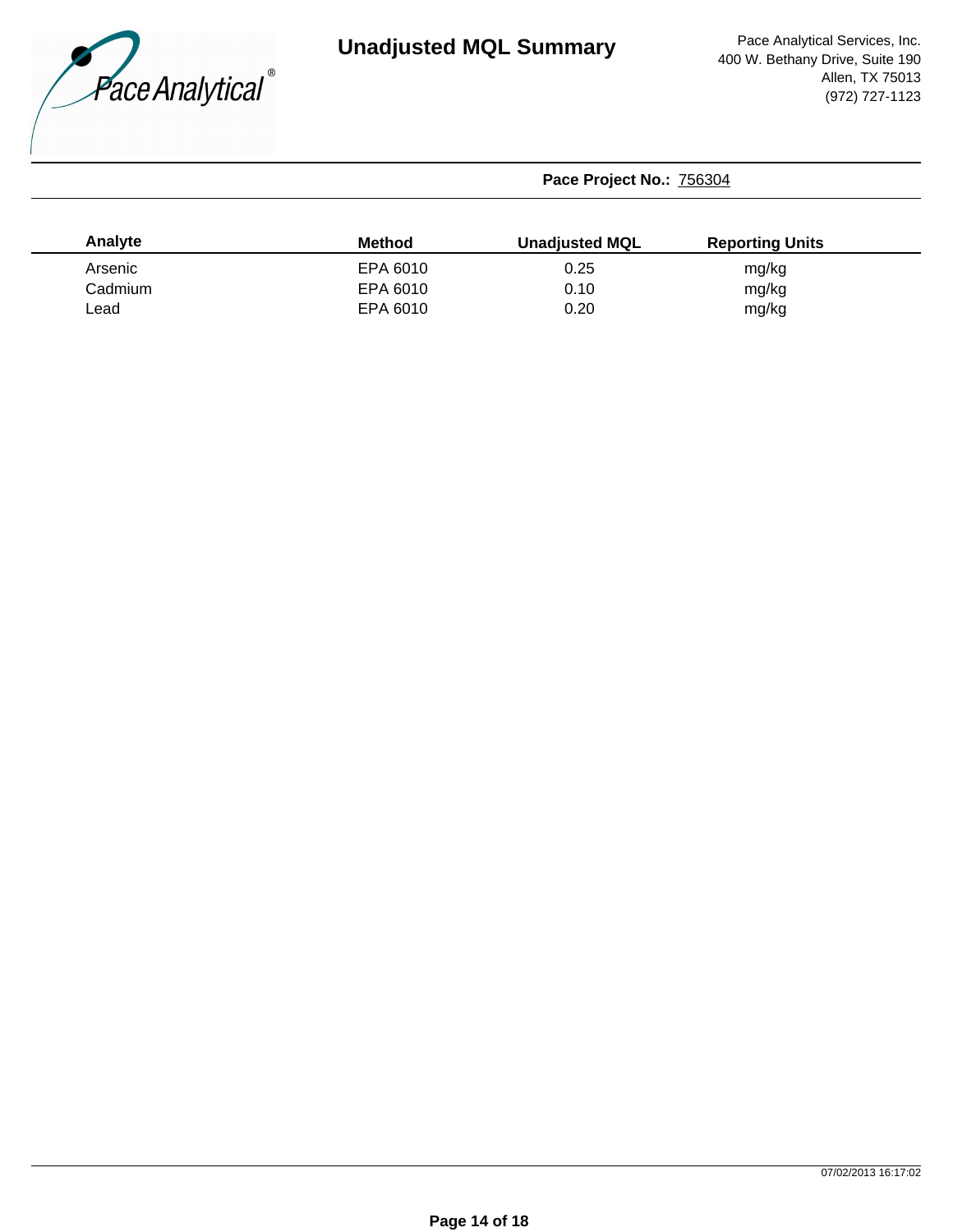# Unadjusted MQL Summary

Pace Analytical Services, Inc.
400 W. Bethany Drive, Suite 190
Allen, TX 75013
(972) 727-1123

**Pace Project No.:** 756304

| Analyte | Method | Unadjusted MQL | Reporting Units |
|---|---|---|---|
| Arsenic | EPA 6010 | 0.25 | mg/kg |
| Cadmium | EPA 6010 | 0.10 | mg/kg |
| Lead | EPA 6010 | 0.20 | mg/kg |

07/02/2013 16:17:02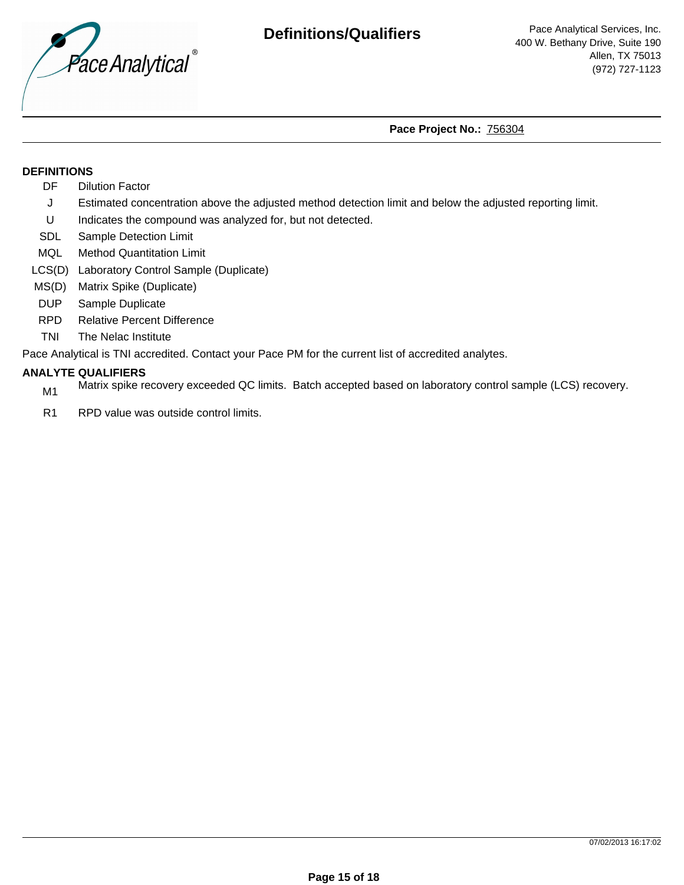# Definitions/Qualifiers

Pace Analytical Services, Inc.
400 W. Bethany Drive, Suite 190
Allen, TX 75013
(972) 727-1123

**Pace Project No.:** 756304

## DEFINITIONS

| | |
|---|---|
| DF | Dilution Factor |
| J | Estimated concentration above the adjusted method detection limit and below the adjusted reporting limit. |
| U | Indicates the compound was analyzed for, but not detected. |
| SDL | Sample Detection Limit |
| MQL | Method Quantitation Limit |
| LCS(D) | Laboratory Control Sample (Duplicate) |
| MS(D) | Matrix Spike (Duplicate) |
| DUP | Sample Duplicate |
| RPD | Relative Percent Difference |
| TNI | The Nelac Institute |

Pace Analytical is TNI accredited. Contact your Pace PM for the current list of accredited analytes.

## ANALYTE QUALIFIERS

| | |
|---|---|
| M1 | Matrix spike recovery exceeded QC limits. Batch accepted based on laboratory control sample (LCS) recovery. |
| R1 | RPD value was outside control limits. |

07/02/2013 16:17:02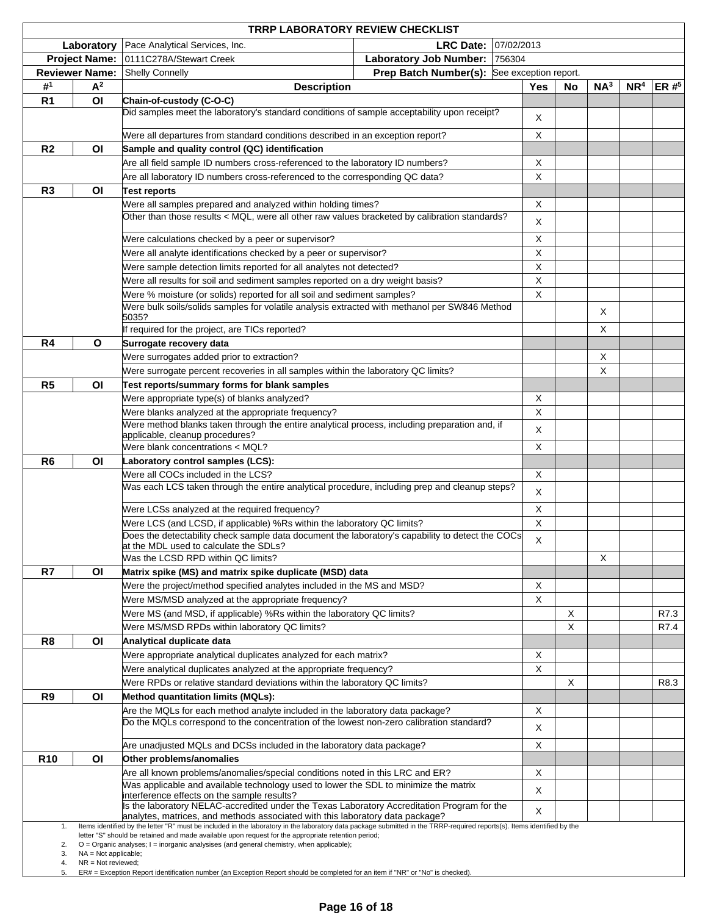# TRRP LABORATORY REVIEW CHECKLIST

| | | | | |
|---|---|---|---|---|
| **Laboratory** | Pace Analytical Services, Inc. | **LRC Date:** | 07/02/2013 |
| **Project Name:** | 0111C278A/Stewart Creek | **Laboratory Job Number:** | 756304 |
| **Reviewer Name:** | Shelly Connelly | **Prep Batch Number(s):** | See exception report. |

| #[1] | A[2] | Description | Yes | No | NA[3] | NR[4] | ER #[5] |
|---|---|---|---|---|---|---|---|
| **R1** | **OI** | **Chain-of-custody (C-O-C)** | | | | | |
| | | Did samples meet the laboratory's standard conditions of sample acceptability upon receipt? | X | | | | |
| | | Were all departures from standard conditions described in an exception report? | X | | | | |
| **R2** | **OI** | **Sample and quality control (QC) identification** | | | | | |
| | | Are all field sample ID numbers cross-referenced to the laboratory ID numbers? | X | | | | |
| | | Are all laboratory ID numbers cross-referenced to the corresponding QC data? | X | | | | |
| **R3** | **OI** | **Test reports** | | | | | |
| | | Were all samples prepared and analyzed within holding times? | X | | | | |
| | | Other than those results < MQL, were all other raw values bracketed by calibration standards? | X | | | | |
| | | Were calculations checked by a peer or supervisor? | X | | | | |
| | | Were all analyte identifications checked by a peer or supervisor? | X | | | | |
| | | Were sample detection limits reported for all analytes not detected? | X | | | | |
| | | Were all results for soil and sediment samples reported on a dry weight basis? | X | | | | |
| | | Were % moisture (or solids) reported for all soil and sediment samples? | X | | | | |
| | | Were bulk soils/solids samples for volatile analysis extracted with methanol per SW846 Method 5035? | | | X | | |
| | | If required for the project, are TICs reported? | | | X | | |
| **R4** | **O** | **Surrogate recovery data** | | | | | |
| | | Were surrogates added prior to extraction? | | | X | | |
| | | Were surrogate percent recoveries in all samples within the laboratory QC limits? | | | X | | |
| **R5** | **OI** | **Test reports/summary forms for blank samples** | | | | | |
| | | Were appropriate type(s) of blanks analyzed? | X | | | | |
| | | Were blanks analyzed at the appropriate frequency? | X | | | | |
| | | Were method blanks taken through the entire analytical process, including preparation and, if applicable, cleanup procedures? | X | | | | |
| | | Were blank concentrations < MQL? | X | | | | |
| **R6** | **OI** | **Laboratory control samples (LCS):** | | | | | |
| | | Were all COCs included in the LCS? | X | | | | |
| | | Was each LCS taken through the entire analytical procedure, including prep and cleanup steps? | X | | | | |
| | | Were LCSs analyzed at the required frequency? | X | | | | |
| | | Were LCS (and LCSD, if applicable) %Rs within the laboratory QC limits? | X | | | | |
| | | Does the detectability check sample data document the laboratory's capability to detect the COCs at the MDL used to calculate the SDLs? | X | | | | |
| | | Was the LCSD RPD within QC limits? | | | X | | |
| **R7** | **OI** | **Matrix spike (MS) and matrix spike duplicate (MSD) data** | | | | | |
| | | Were the project/method specified analytes included in the MS and MSD? | X | | | | |
| | | Were MS/MSD analyzed at the appropriate frequency? | X | | | | |
| | | Were MS (and MSD, if applicable) %Rs within the laboratory QC limits? | | X | | | R7.3 |
| | | Were MS/MSD RPDs within laboratory QC limits? | | X | | | R7.4 |
| **R8** | **OI** | **Analytical duplicate data** | | | | | |
| | | Were appropriate analytical duplicates analyzed for each matrix? | X | | | | |
| | | Were analytical duplicates analyzed at the appropriate frequency? | X | | | | |
| | | Were RPDs or relative standard deviations within the laboratory QC limits? | | X | | | R8.3 |
| **R9** | **OI** | **Method quantitation limits (MQLs):** | | | | | |
| | | Are the MQLs for each method analyte included in the laboratory data package? | X | | | | |
| | | Do the MQLs correspond to the concentration of the lowest non-zero calibration standard? | X | | | | |
| | | Are unadjusted MQLs and DCSs included in the laboratory data package? | X | | | | |
| **R10** | **OI** | **Other problems/anomalies** | | | | | |
| | | Are all known problems/anomalies/special conditions noted in this LRC and ER? | X | | | | |
| | | Was applicable and available technology used to lower the SDL to minimize the matrix interference effects on the sample results? | X | | | | |
| | | Is the laboratory NELAC-accredited under the Texas Laboratory Accreditation Program for the analytes, matrices, and methods associated with this laboratory data package? | X | | | | |

1. Items identified by the letter "R" must be included in the laboratory in the laboratory data package submitted in the TRRP-required reports(s). Items identified by the letter "S" should be retained and made available upon request for the appropriate retention period;
2. O = Organic analyses; I = inorganic analysises (and general chemistry, when applicable);
3. NA = Not applicable;
4. NR = Not reviewed;
5. ER# = Exception Report identification number (an Exception Report should be completed for an item if "NR" or "No" is checked).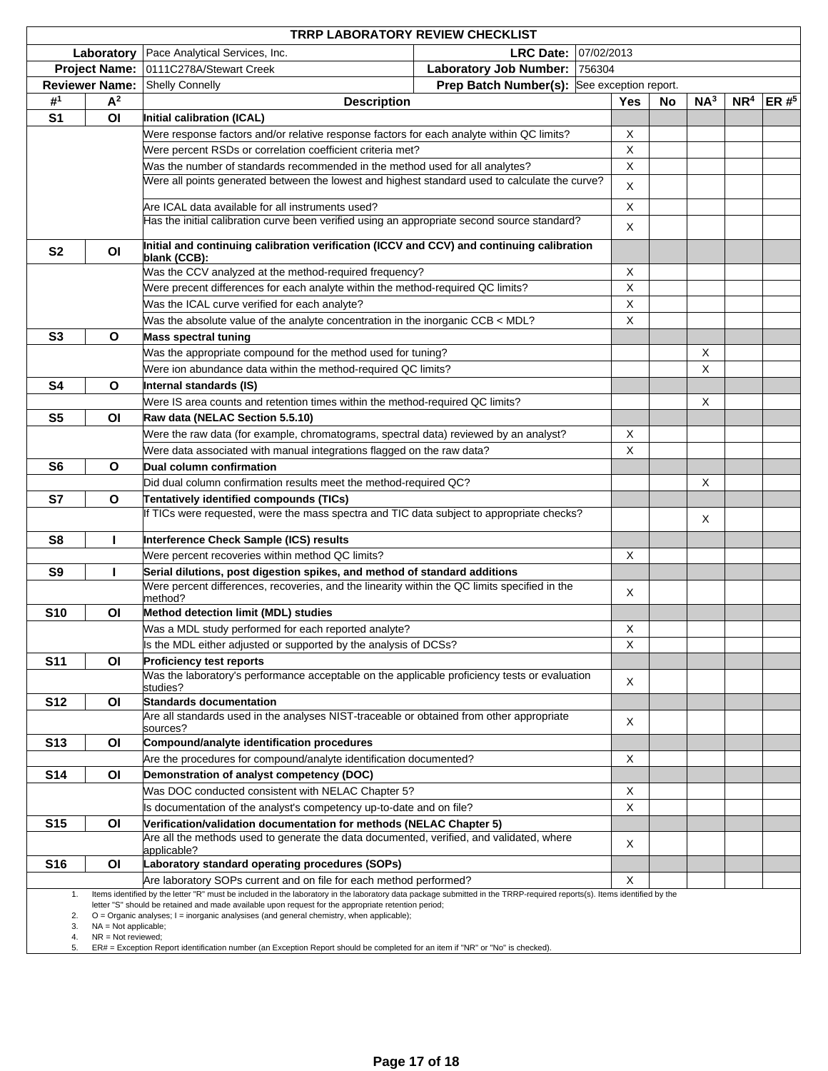# TRRP LABORATORY REVIEW CHECKLIST

| | | | |
|---|---|---|---|
| **Laboratory** | Pace Analytical Services, Inc. | **LRC Date:** | 07/02/2013 |
| **Project Name:** | 0111C278A/Stewart Creek | **Laboratory Job Number:** | 756304 |
| **Reviewer Name:** | Shelly Connelly | **Prep Batch Number(s):** | See exception report. |

| #[1] | A[2] | Description | Yes | No | NA[3] | NR[4] | ER #[5] |
|---|---|---|---|---|---|---|---|
| **S1** | **OI** | **Initial calibration (ICAL)** | | | | | |
| | | Were response factors and/or relative response factors for each analyte within QC limits? | X | | | | |
| | | Were percent RSDs or correlation coefficient criteria met? | X | | | | |
| | | Was the number of standards recommended in the method used for all analytes? | X | | | | |
| | | Were all points generated between the lowest and highest standard used to calculate the curve? | X | | | | |
| | | Are ICAL data available for all instruments used? | X | | | | |
| | | Has the initial calibration curve been verified using an appropriate second source standard? | X | | | | |
| **S2** | **OI** | **Initial and continuing calibration verification (ICCV and CCV) and continuing calibration blank (CCB):** | | | | | |
| | | Was the CCV analyzed at the method-required frequency? | X | | | | |
| | | Were precent differences for each analyte within the method-required QC limits? | X | | | | |
| | | Was the ICAL curve verified for each analyte? | X | | | | |
| | | Was the absolute value of the analyte concentration in the inorganic CCB < MDL? | X | | | | |
| **S3** | **O** | **Mass spectral tuning** | | | | | |
| | | Was the appropriate compound for the method used for tuning? | | | X | | |
| | | Were ion abundance data within the method-required QC limits? | | | X | | |
| **S4** | **O** | **Internal standards (IS)** | | | | | |
| | | Were IS area counts and retention times within the method-required QC limits? | | | X | | |
| **S5** | **OI** | **Raw data (NELAC Section 5.5.10)** | | | | | |
| | | Were the raw data (for example, chromatograms, spectral data) reviewed by an analyst? | X | | | | |
| | | Were data associated with manual integrations flagged on the raw data? | X | | | | |
| **S6** | **O** | **Dual column confirmation** | | | | | |
| | | Did dual column confirmation results meet the method-required QC? | | | X | | |
| **S7** | **O** | **Tentatively identified compounds (TICs)** | | | | | |
| | | If TICs were requested, were the mass spectra and TIC data subject to appropriate checks? | | | X | | |
| **S8** | **I** | **Interference Check Sample (ICS) results** | | | | | |
| | | Were percent recoveries within method QC limits? | X | | | | |
| **S9** | **I** | **Serial dilutions, post digestion spikes, and method of standard additions** | | | | | |
| | | Were percent differences, recoveries, and the linearity within the QC limits specified in the method? | X | | | | |
| **S10** | **OI** | **Method detection limit (MDL) studies** | | | | | |
| | | Was a MDL study performed for each reported analyte? | X | | | | |
| | | Is the MDL either adjusted or supported by the analysis of DCSs? | X | | | | |
| **S11** | **OI** | **Proficiency test reports** | | | | | |
| | | Was the laboratory's performance acceptable on the applicable proficiency tests or evaluation studies? | X | | | | |
| **S12** | **OI** | **Standards documentation** | | | | | |
| | | Are all standards used in the analyses NIST-traceable or obtained from other appropriate sources? | X | | | | |
| **S13** | **OI** | **Compound/analyte identification procedures** | | | | | |
| | | Are the procedures for compound/analyte identification documented? | X | | | | |
| **S14** | **OI** | **Demonstration of analyst competency (DOC)** | | | | | |
| | | Was DOC conducted consistent with NELAC Chapter 5? | X | | | | |
| | | Is documentation of the analyst's competency up-to-date and on file? | X | | | | |
| **S15** | **OI** | **Verification/validation documentation for methods (NELAC Chapter 5)** | | | | | |
| | | Are all the methods used to generate the data documented, verified, and validated, where applicable? | X | | | | |
| **S16** | **OI** | **Laboratory standard operating procedures (SOPs)** | | | | | |
| | | Are laboratory SOPs current and on file for each method performed? | X | | | | |

1. Items identified by the letter "R" must be included in the laboratory in the laboratory data package submitted in the TRRP-required reports(s). Items identified by the letter "S" should be retained and made available upon request for the appropriate retention period;
2. O = Organic analyses; I = inorganic analysises (and general chemistry, when applicable);
3. NA = Not applicable;
4. NR = Not reviewed;
5. ER# = Exception Report identification number (an Exception Report should be completed for an item if "NR" or "No" is checked).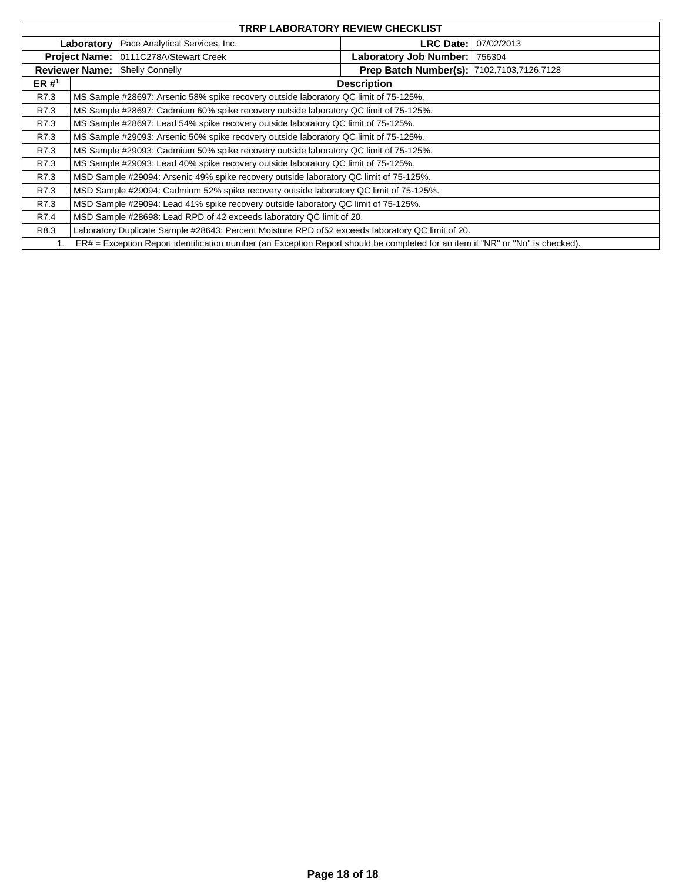# TRRP LABORATORY REVIEW CHECKLIST

| | | | |
|---|---|---|---|
| **Laboratory** | Pace Analytical Services, Inc. | **LRC Date:** | 07/02/2013 |
| **Project Name:** | 0111C278A/Stewart Creek | **Laboratory Job Number:** | 756304 |
| **Reviewer Name:** | Shelly Connelly | **Prep Batch Number(s):** | 7102,7103,7126,7128 |

| ER #[1] | Description |
|---|---|
| R7.3 | MS Sample #28697: Arsenic 58% spike recovery outside laboratory QC limit of 75-125%. |
| R7.3 | MS Sample #28697: Cadmium 60% spike recovery outside laboratory QC limit of 75-125%. |
| R7.3 | MS Sample #28697: Lead 54% spike recovery outside laboratory QC limit of 75-125%. |
| R7.3 | MS Sample #29093: Arsenic 50% spike recovery outside laboratory QC limit of 75-125%. |
| R7.3 | MS Sample #29093: Cadmium 50% spike recovery outside laboratory QC limit of 75-125%. |
| R7.3 | MS Sample #29093: Lead 40% spike recovery outside laboratory QC limit of 75-125%. |
| R7.3 | MSD Sample #29094: Arsenic 49% spike recovery outside laboratory QC limit of 75-125%. |
| R7.3 | MSD Sample #29094: Cadmium 52% spike recovery outside laboratory QC limit of 75-125%. |
| R7.3 | MSD Sample #29094: Lead 41% spike recovery outside laboratory QC limit of 75-125%. |
| R7.4 | MSD Sample #28698: Lead RPD of 42 exceeds laboratory QC limit of 20. |
| R8.3 | Laboratory Duplicate Sample #28643: Percent Moisture RPD of52 exceeds laboratory QC limit of 20. |

1. ER# = Exception Report identification number (an Exception Report should be completed for an item if "NR" or "No" is checked).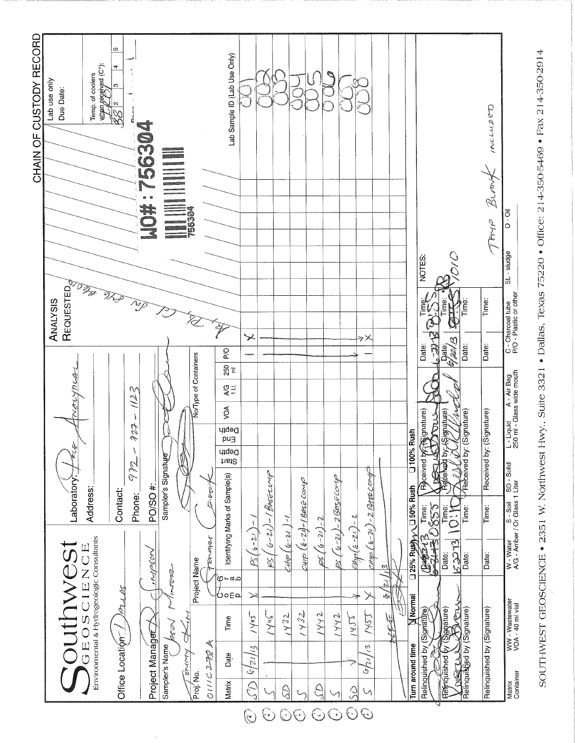# CHAIN OF CUSTODY RECORD

**Southwest GEOSCIENCE**
Environmental & Hydrogeologic Consultants

Office Location: Dallas

Project Manager: Simpson

Sampler's Name: Jason Minor / Tommy Kim

Proj. No.: 0111C232A

Project Name: Farmers Creek

Laboratory: Pace Analytical

Address:

Contact:

Phone: 972-727-1123

PO/SO #:

Sampler's Signature:

Lab use only
Due Date:

Temp. of coolers when received (C°): 1 2.8 | 2 | 3 | 4 | 5

WO#: 756304

ANALYSIS REQUESTED: Ag, Pb, Cd, Zn, Cu by 6010

| Matrix | Date | Time | Comp | Grab | Identifying Marks of Sample(s) | Depth Start | Depth End | VOA | A/G 1 Lt. | 250 ml | P/O | Ag, Pb, Cd, Zn, Cu by 6010 | Lab Sample ID (Lab Use Only) |
|---|---|---|---|---|---|---|---|---|---|---|---|---|---|
| SD | 6/21/13 | 1405 | X | | PS (6-21)-1 | | | | | | 1 | X | 001 |
| S | | 1405 | | | PS (6-21)-1 BASE COMP | | | | | | | | 002 |
| SD | | 1432 | | | CHP (6-21)-1 | | | | | | | | 003 |
| S | | 1432 | | | CHP (6-21)-1 BASE COMP | | | | | | | | 004 |
| SD | | 1442 | | | PS (6-21)-2 | | | | | | | | 005 |
| S | | 1442 | | | PS (6-21)-2 BASE COMP | | | | | | | | 006 |
| SD | | 1455 | | | CHP (6-21)-2 | | | | | | | | 007 |
| S | 6/21/13 | 1455 | X | | CHP (6-21)-2 BASE COMP | | | | | | 1 | X | 008 |

Turn around time: ☒ Normal ☐ 25% Rush ☐ 50% Rush ☐ 100% Rush

| Relinquished by (Signature) | Date | Time | Received by (Signature) | Date | Time |
|---|---|---|---|---|---|
| (signature) | 6-24-13 | 0855 | (signature) | 6-24-13 | 0855 |
| (signature) | 6/25/13 | 10:10 | (signature) | 6/25/13 | 1010 |
| Relinquished by (Signature) | Date: | Time: | Received by: (Signature) | Date: | Time: |
| Relinquished by (Signature) | Date: | Time: | Received by: (Signature) | Date: | Time: |

NOTES:

TEMP BLANK INCLUDED

Matrix: WW - Wastewater, W - Water, S - Soil, SD - Solid, L - Liquid, A - Air Bag, C - Charcoal tube, SL - sludge, O - Oil

Container: VOA - 40 ml vial, A/G - Amber / Or Glass 1 Liter, 250 ml - Glass wide mouth, P/O - Plastic or other

SOUTHWEST GEOSCIENCE • 2351 W. Northwest Hwy., Suite 3321 • Dallas, Texas 75220 • Office: 214-350-5469 • Fax 214-350-2914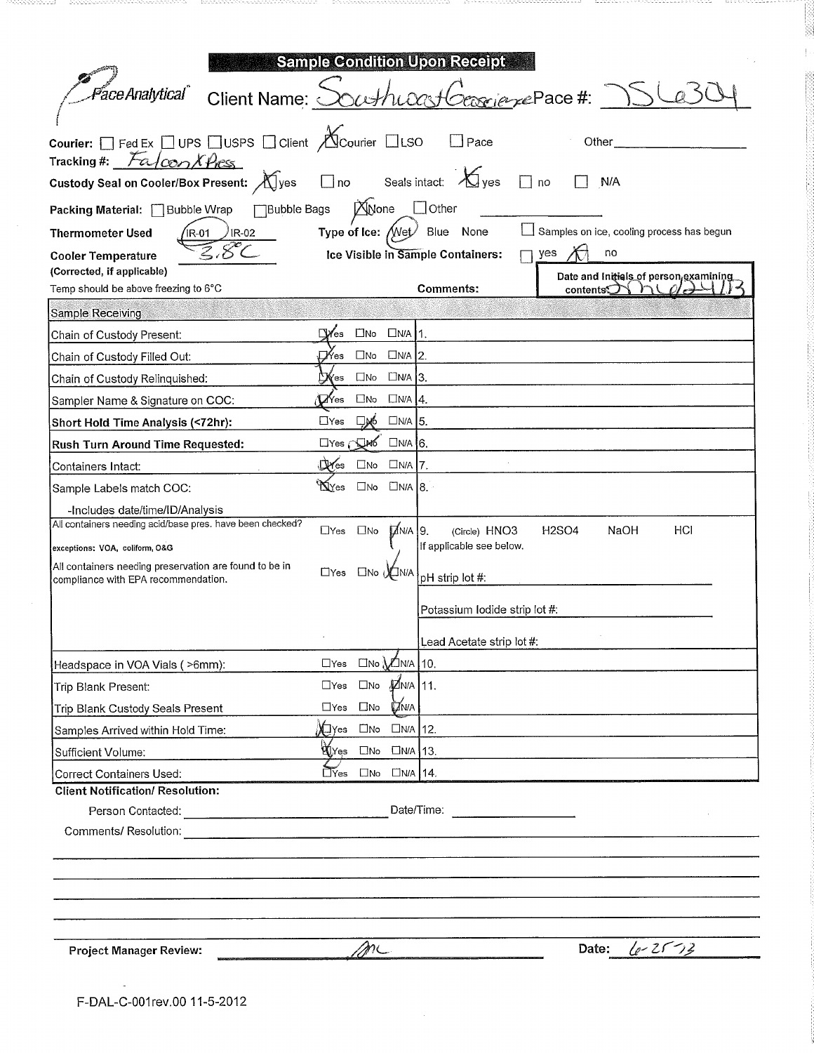# Sample Condition Upon Receipt

Pace Analytical

**Client Name:** SouthwestGeoscience **Pace #:** 7SL6304

**Courier:** ☐ Fed Ex ☐ UPS ☐ USPS ☐ Client ☒ Courier ☐ LSO ☐ Pace Other ____________

**Tracking #:** FalconXPress

**Custody Seal on Cooler/Box Present:** ☒ yes ☐ no Seals intact: ☒ yes ☐ no ☐ N/A

**Packing Material:** ☐ Bubble Wrap ☐ Bubble Bags ☒ None ☐ Other ____________

**Thermometer Used:** (IR-01) IR-02 **Type of Ice:** (Wet) Blue None ☐ Samples on ice, cooling process has begun

**Cooler Temperature** 3.8C **Ice Visible in Sample Containers:** ☐ yes ☒ no

**(Corrected, if applicable)**

Temp should be above freezing to 6°C

**Comments:**

**Date and Initials of person examining contents:** SML 6/24/13

| Sample Receiving | | Comments |
|---|---|---|
| Chain of Custody Present: | ☒Yes ☐No ☐N/A | 1. |
| Chain of Custody Filled Out: | ☒Yes ☐No ☐N/A | 2. |
| Chain of Custody Relinquished: | ☒Yes ☐No ☐N/A | 3. |
| Sampler Name & Signature on COC: | ☒Yes ☐No ☐N/A | 4. |
| **Short Hold Time Analysis (<72hr):** | ☐Yes ☒No ☐N/A | 5. |
| **Rush Turn Around Time Requested:** | ☐Yes ☒No ☐N/A | 6. |
| Containers Intact: | ☒Yes ☐No ☐N/A | 7. |
| Sample Labels match COC: -Includes date/time/ID/Analysis | ☒Yes ☐No ☐N/A | 8. |
| All containers needing acid/base pres. have been checked? exceptions: VOA, coliform, O&G | ☐Yes ☐No ☒N/A | 9. (Circle) HNO3 H2SO4 NaOH HCl If applicable see below. |
| All containers needing preservation are found to be in compliance with EPA recommendation. | ☐Yes ☐No ☒N/A | pH strip lot #: Potassium Iodide strip lot #: Lead Acetate strip lot #: |
| Headspace in VOA Vials ( >6mm): | ☐Yes ☐No ☒N/A | 10. |
| Trip Blank Present: | ☐Yes ☐No ☒N/A | 11. |
| Trip Blank Custody Seals Present | ☐Yes ☐No ☒N/A | |
| Samples Arrived within Hold Time: | ☒Yes ☐No ☐N/A | 12. |
| Sufficient Volume: | ☒Yes ☐No ☐N/A | 13. |
| Correct Containers Used: | ☒Yes ☐No ☐N/A | 14. |

**Client Notification/ Resolution:**

Person Contacted: ____________________ Date/Time: ____________

Comments/ Resolution: ____________________

**Project Manager Review:** ML **Date:** 6-25-13

F-DAL-C-001rev.00 11-5-2012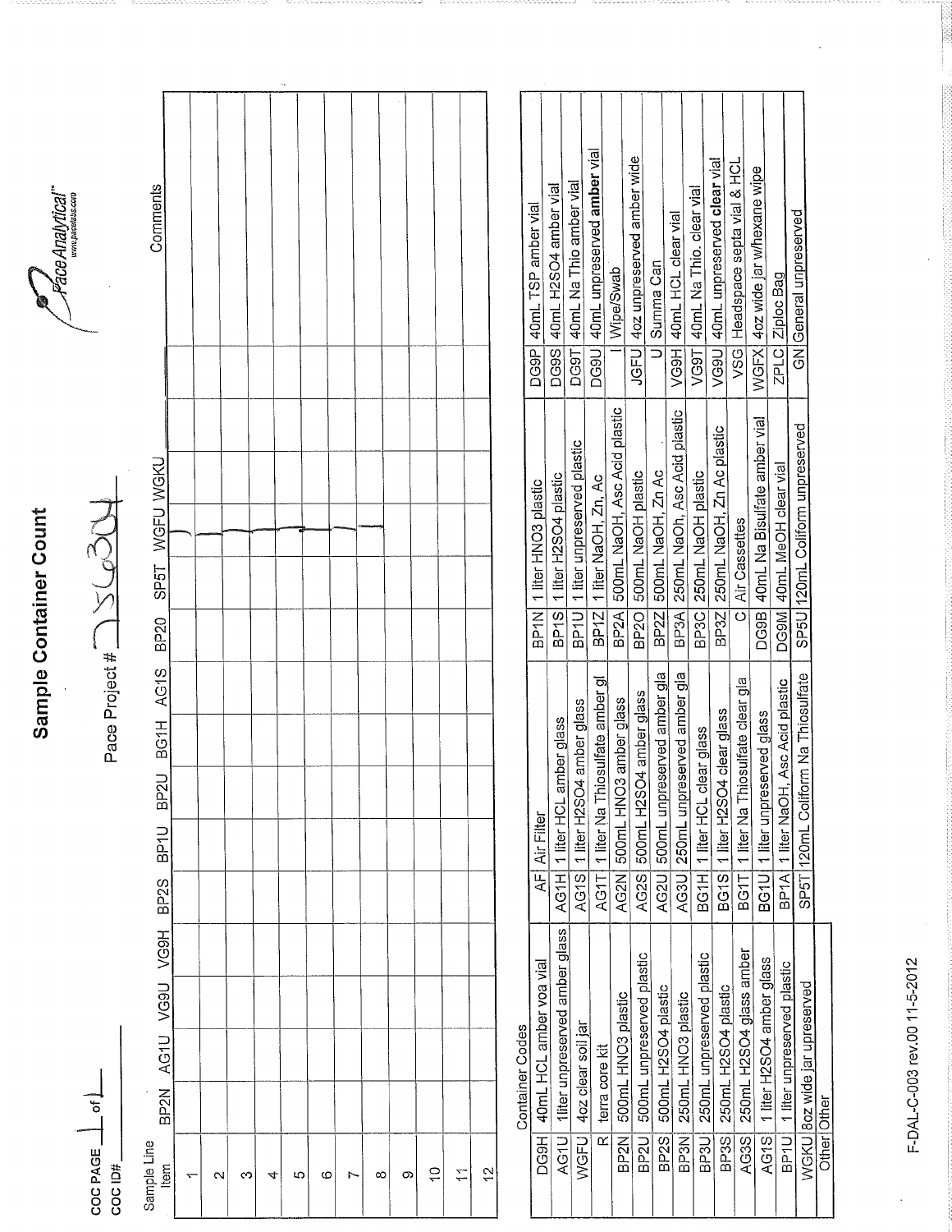# Sample Container Count

Pace Analytical™
www.pacelabs.com

COC PAGE 1 of 1

COC ID# ______

Pace Project # 756304

| Sample Line Item | BP2N | AG1U | VG9U | VG9H | BP2S | BP1U | BP2U | BG1H | AG1S | BP20 | SP5T | WGFU | WGKU | Comments |
|---|---|---|---|---|---|---|---|---|---|---|---|---|---|---|
| 1 | | | | | | | | | | | | 1 | | |
| 2 | | | | | | | | | | | | — | | |
| 3 | | | | | | | | | | | | — | | |
| 4 | | | | | | | | | | | | — | | |
| 5 | | | | | | | | | | | | — | | |
| 6 | | | | | | | | | | | | — | | |
| 7 | | | | | | | | | | | | — | | |
| 8 | | | | | | | | | | | | — | | |
| 9 | | | | | | | | | | | | | | |
| 10 | | | | | | | | | | | | | | |
| 11 | | | | | | | | | | | | | | |
| 12 | | | | | | | | | | | | | | |

Container Codes

| | | | | | | | |
|---|---|---|---|---|---|---|---|
| DG9H | 40mL HCL amber voa vial | AF | Air Filter | BP1N | 1 liter $HNO_3$ plastic | DG9P | 40mL TSP amber vial |
| AG1U | 1liter unpreserved amber glass | AG1H | 1 liter HCL amber glass | BP1S | 1 liter $H_2SO_4$ plastic | DG9S | 40mL $H_2SO_4$ amber vial |
| WGFU | 4oz clear soil jar | AG1S | 1 liter $H_2SO_4$ amber glass | BP1U | 1 liter unpreserved plastic | DG9T | 40mL Na Thio amber vial |
| R | terra core kit | AG1T | 1 liter Na Thiosulfate amber gl | BP1Z | 1 liter NaOH, Zn, Ac | DG9U | 40mL unpreserved **amber** vial |
| BP2N | 500mL $HNO_3$ plastic | AG2N | 500mL $HNO_3$ amber glass | BP2A | 500mL NaOH, Asc Acid plastic | I | Wipe/Swab |
| BP2U | 500mL unpreserved plastic | AG2S | 500mL $H_2SO_4$ amber glass | BP2O | 500mL NaOH plastic | JGFU | 4oz unpreserved amber wide |
| BP2S | 500mL $H_2SO_4$ plastic | AG2U | 500mL unpreserved amber gla | BP2Z | 500mL NaOH, Zn Ac | U | Summa Can |
| BP3N | 250mL $HNO_3$ plastic | AG3U | 250mL unpreserved amber gla | BP3A | 250mL NaOh, Asc Acid plastic | VG9H | 40mL HCL clear vial |
| BP3U | 250mL unpreserved plastic | BG1H | 1 liter HCL clear glass | BP3C | 250mL NaOH plastic | VG9T | 40mL Na Thio. clear vial |
| BP3S | 250mL $H_2SO_4$ plastic | BG1S | 1 liter $H_2SO_4$ clear glass | BP3Z | 250mL NaOH, Zn Ac plastic | VG9U | 40mL unpreserved **clear** vial |
| AG3S | 250mL $H_2SO_4$ glass amber | BG1T | 1 liter Na Thiosulfate clear gla | C | Air Cassettes | VSG | Headspace septa vial & HCL |
| AG1S | 1 liter $H_2SO_4$ amber glass | BG1U | 1 liter unpreserved glass | DG9B | 40mL Na Bisulfate amber vial | WGFX | 4oz wide jar w/hexane wipe |
| BP1U | 1 liter unpreserved plastic | BP1A | 1 liter NaOH, Asc Acid plastic | DG9M | 40mL MeOH clear vial | ZPLC | Ziploc Bag |
| WGKU | 8oz wide jar unpreserved | SP5T | 120mL Coliform Na Thiosulfate | SP5U | 120mL Coliform unpreserved | GN | General unpreserved |
| Other | Other | | | | | | |

F-DAL-C-003 rev.00 11-5-2012